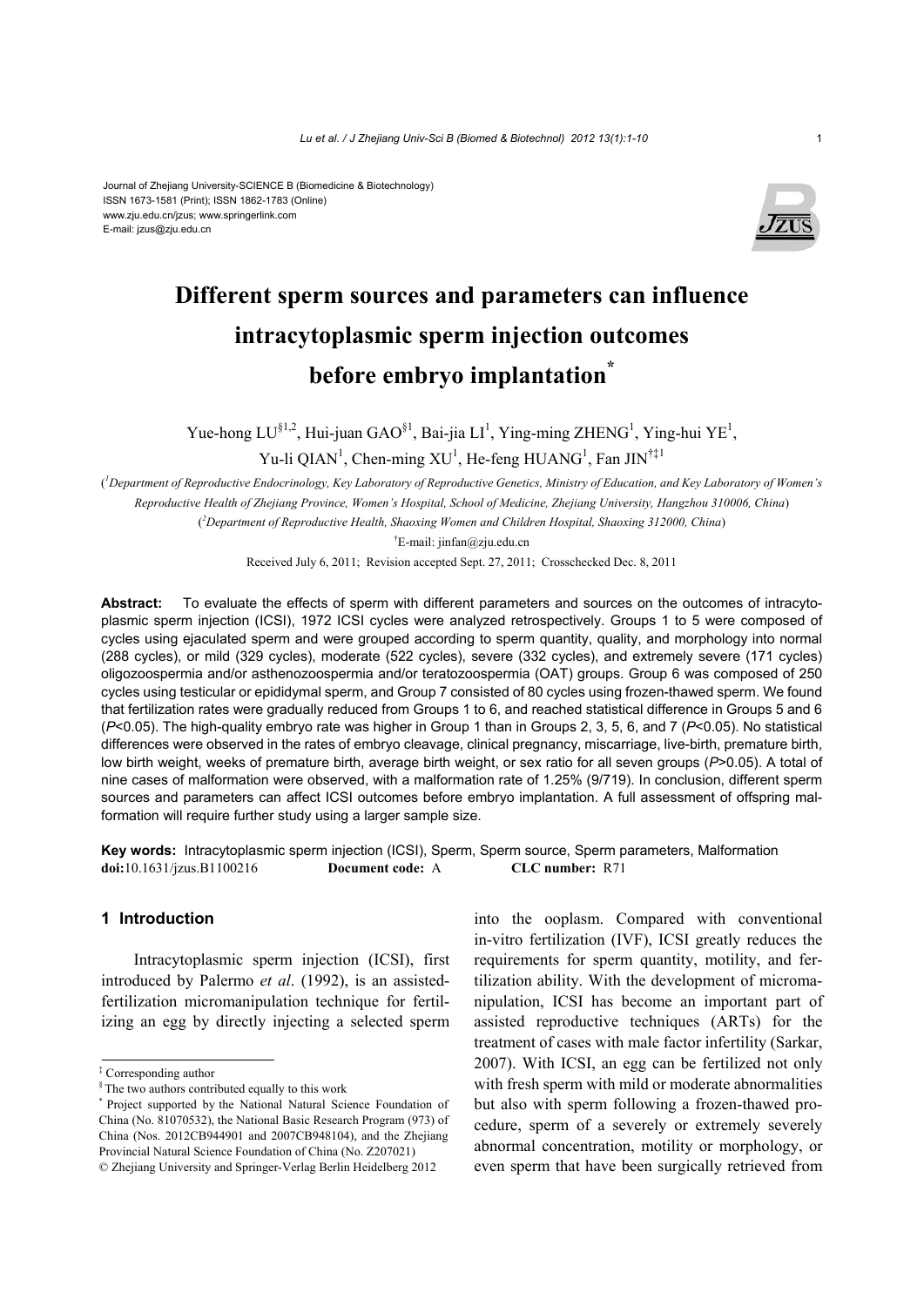Journal of Zhejiang University-SCIENCE B (Biomedicine & Biotechnology)
ISSN 1673-1581 (Print); ISSN 1862-1783 (Online)
www.zju.edu.cn/jzus; www.springerlink.com
E-mail: jzus@zju.edu.cn

# Different sperm sources and parameters can influence intracytoplasmic sperm injection outcomes before embryo implantation[*]

Yue-hong LU[§1,2], Hui-juan GAO[§1], Bai-jia LI[1], Ying-ming ZHENG[1], Ying-hui YE[1], Yu-li QIAN[1], Chen-ming XU[1], He-feng HUANG[1], Fan JIN[†‡1]

([1]*Department of Reproductive Endocrinology, Key Laboratory of Reproductive Genetics, Ministry of Education, and Key Laboratory of Women's Reproductive Health of Zhejiang Province, Women's Hospital, School of Medicine, Zhejiang University, Hangzhou 310006, China*)

([2]*Department of Reproductive Health, Shaoxing Women and Children Hospital, Shaoxing 312000, China*)

[†]E-mail: jinfan@zju.edu.cn

Received July 6, 2011; Revision accepted Sept. 27, 2011; Crosschecked Dec. 8, 2011

**Abstract:** To evaluate the effects of sperm with different parameters and sources on the outcomes of intracytoplasmic sperm injection (ICSI), 1972 ICSI cycles were analyzed retrospectively. Groups 1 to 5 were composed of cycles using ejaculated sperm and were grouped according to sperm quantity, quality, and morphology into normal (288 cycles), or mild (329 cycles), moderate (522 cycles), severe (332 cycles), and extremely severe (171 cycles) oligozoospermia and/or asthenozoospermia and/or teratozoospermia (OAT) groups. Group 6 was composed of 250 cycles using testicular or epididymal sperm, and Group 7 consisted of 80 cycles using frozen-thawed sperm. We found that fertilization rates were gradually reduced from Groups 1 to 6, and reached statistical difference in Groups 5 and 6 ($P<0.05$). The high-quality embryo rate was higher in Group 1 than in Groups 2, 3, 5, 6, and 7 ($P<0.05$). No statistical differences were observed in the rates of embryo cleavage, clinical pregnancy, miscarriage, live-birth, premature birth, low birth weight, weeks of premature birth, average birth weight, or sex ratio for all seven groups ($P>0.05$). A total of nine cases of malformation were observed, with a malformation rate of 1.25% (9/719). In conclusion, different sperm sources and parameters can affect ICSI outcomes before embryo implantation. A full assessment of offspring malformation will require further study using a larger sample size.

**Key words:** Intracytoplasmic sperm injection (ICSI), Sperm, Sperm source, Sperm parameters, Malformation
**doi:**10.1631/jzus.B1100216 **Document code:** A **CLC number:** R71

## 1 Introduction

Intracytoplasmic sperm injection (ICSI), first introduced by Palermo *et al*. (1992), is an assisted-fertilization micromanipulation technique for fertilizing an egg by directly injecting a selected sperm into the ooplasm. Compared with conventional in-vitro fertilization (IVF), ICSI greatly reduces the requirements for sperm quantity, motility, and fertilization ability. With the development of micromanipulation, ICSI has become an important part of assisted reproductive techniques (ARTs) for the treatment of cases with male factor infertility (Sarkar, 2007). With ICSI, an egg can be fertilized not only with fresh sperm with mild or moderate abnormalities but also with sperm following a frozen-thawed procedure, sperm of a severely or extremely severely abnormal concentration, motility or morphology, or even sperm that have been surgically retrieved from

---

‡ Corresponding author

§ The two authors contributed equally to this work

\* Project supported by the National Natural Science Foundation of China (No. 81070532), the National Basic Research Program (973) of China (Nos. 2012CB944901 and 2007CB948104), and the Zhejiang Provincial Natural Science Foundation of China (No. Z207021)

© Zhejiang University and Springer-Verlag Berlin Heidelberg 2012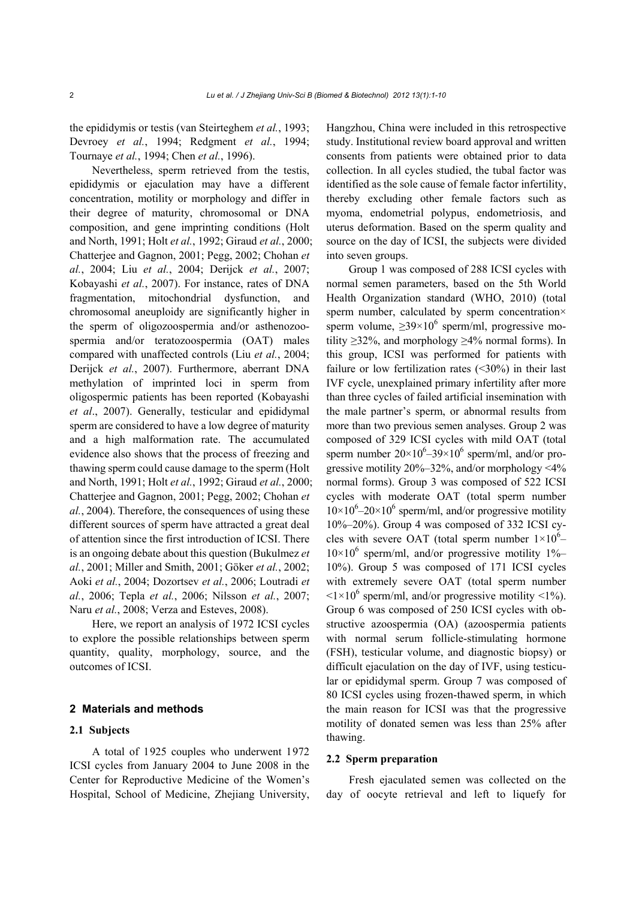the epididymis or testis (van Steirteghem *et al.*, 1993; Devroey *et al.*, 1994; Redgment *et al.*, 1994; Tournaye *et al.*, 1994; Chen *et al.*, 1996).

Nevertheless, sperm retrieved from the testis, epididymis or ejaculation may have a different concentration, motility or morphology and differ in their degree of maturity, chromosomal or DNA composition, and gene imprinting conditions (Holt and North, 1991; Holt *et al.*, 1992; Giraud *et al.*, 2000; Chatterjee and Gagnon, 2001; Pegg, 2002; Chohan *et al.*, 2004; Liu *et al.*, 2004; Derijck *et al.*, 2007; Kobayashi *et al.*, 2007). For instance, rates of DNA fragmentation, mitochondrial dysfunction, and chromosomal aneuploidy are significantly higher in the sperm of oligozoospermia and/or asthenozoospermia and/or teratozoospermia (OAT) males compared with unaffected controls (Liu *et al.*, 2004; Derijck *et al.*, 2007). Furthermore, aberrant DNA methylation of imprinted loci in sperm from oligospermic patients has been reported (Kobayashi *et al*., 2007). Generally, testicular and epididymal sperm are considered to have a low degree of maturity and a high malformation rate. The accumulated evidence also shows that the process of freezing and thawing sperm could cause damage to the sperm (Holt and North, 1991; Holt *et al.*, 1992; Giraud *et al.*, 2000; Chatterjee and Gagnon, 2001; Pegg, 2002; Chohan *et al.*, 2004). Therefore, the consequences of using these different sources of sperm have attracted a great deal of attention since the first introduction of ICSI. There is an ongoing debate about this question (Bukulmez *et al.*, 2001; Miller and Smith, 2001; Göker *et al.*, 2002; Aoki *et al.*, 2004; Dozortsev *et al.*, 2006; Loutradi *et al.*, 2006; Tepla *et al.*, 2006; Nilsson *et al.*, 2007; Naru *et al.*, 2008; Verza and Esteves, 2008).

Here, we report an analysis of 1972 ICSI cycles to explore the possible relationships between sperm quantity, quality, morphology, source, and the outcomes of ICSI.

## 2 Materials and methods

### 2.1 Subjects

A total of 1925 couples who underwent 1972 ICSI cycles from January 2004 to June 2008 in the Center for Reproductive Medicine of the Women's Hospital, School of Medicine, Zhejiang University, Hangzhou, China were included in this retrospective study. Institutional review board approval and written consents from patients were obtained prior to data collection. In all cycles studied, the tubal factor was identified as the sole cause of female factor infertility, thereby excluding other female factors such as myoma, endometrial polypus, endometriosis, and uterus deformation. Based on the sperm quality and source on the day of ICSI, the subjects were divided into seven groups.

Group 1 was composed of 288 ICSI cycles with normal semen parameters, based on the 5th World Health Organization standard (WHO, 2010) (total sperm number, calculated by sperm concentration× sperm volume, $\geq 39\times10^6$ sperm/ml, progressive motility ≥32%, and morphology ≥4% normal forms). In this group, ICSI was performed for patients with failure or low fertilization rates (<30%) in their last IVF cycle, unexplained primary infertility after more than three cycles of failed artificial insemination with the male partner's sperm, or abnormal results from more than two previous semen analyses. Group 2 was composed of 329 ICSI cycles with mild OAT (total sperm number $20\times10^6$–$39\times10^6$ sperm/ml, and/or progressive motility 20%–32%, and/or morphology <4% normal forms). Group 3 was composed of 522 ICSI cycles with moderate OAT (total sperm number $10\times10^6$–$20\times10^6$ sperm/ml, and/or progressive motility 10%–20%). Group 4 was composed of 332 ICSI cycles with severe OAT (total sperm number $1\times10^6$–$10\times10^6$ sperm/ml, and/or progressive motility 1%–10%). Group 5 was composed of 171 ICSI cycles with extremely severe OAT (total sperm number $<1\times10^6$ sperm/ml, and/or progressive motility <1%). Group 6 was composed of 250 ICSI cycles with obstructive azoospermia (OA) (azoospermia patients with normal serum follicle-stimulating hormone (FSH), testicular volume, and diagnostic biopsy) or difficult ejaculation on the day of IVF, using testicular or epididymal sperm. Group 7 was composed of 80 ICSI cycles using frozen-thawed sperm, in which the main reason for ICSI was that the progressive motility of donated semen was less than 25% after thawing.

### 2.2 Sperm preparation

Fresh ejaculated semen was collected on the day of oocyte retrieval and left to liquefy for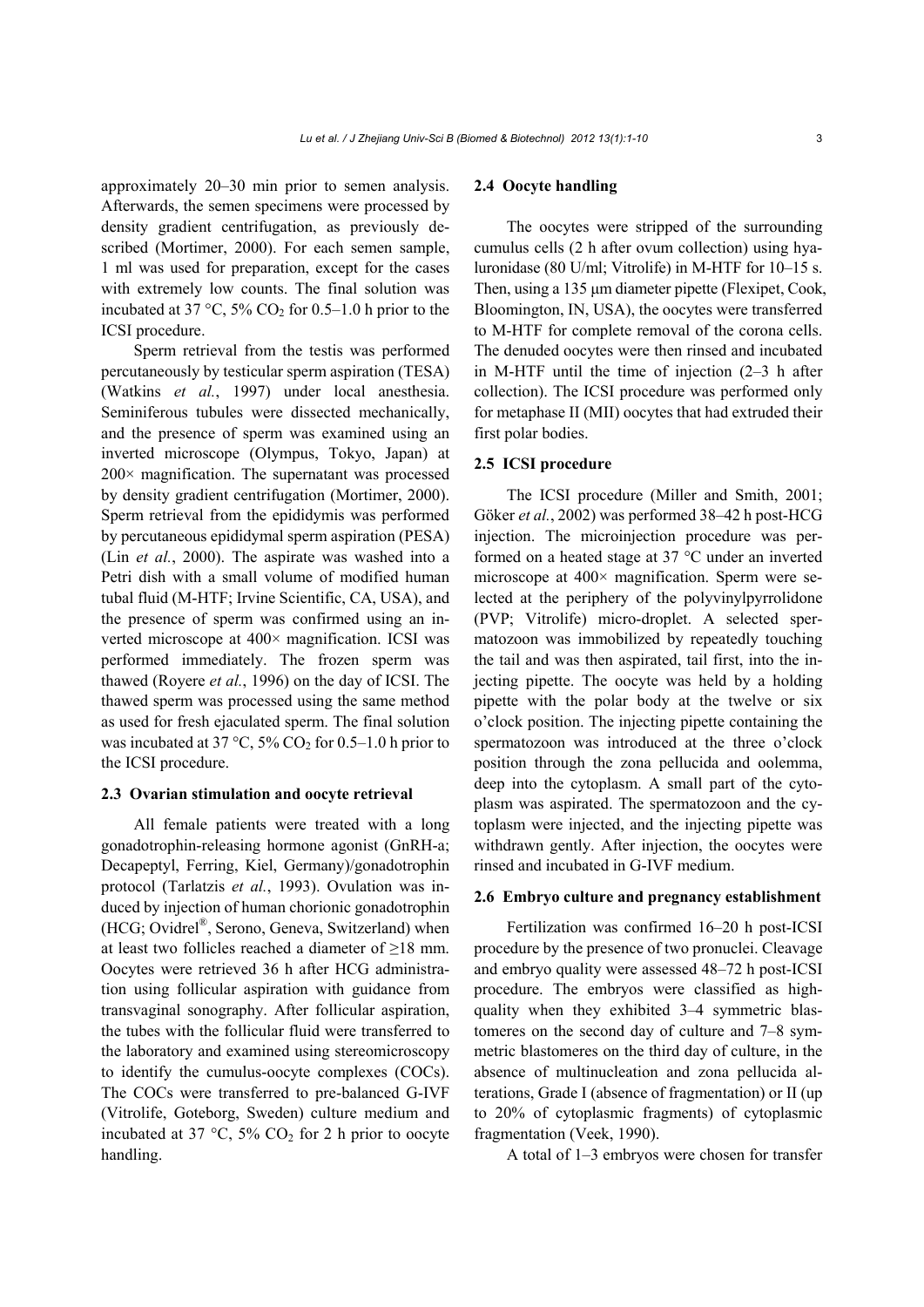approximately 20–30 min prior to semen analysis. Afterwards, the semen specimens were processed by density gradient centrifugation, as previously described (Mortimer, 2000). For each semen sample, 1 ml was used for preparation, except for the cases with extremely low counts. The final solution was incubated at 37 °C, 5% $CO_2$ for 0.5–1.0 h prior to the ICSI procedure.

Sperm retrieval from the testis was performed percutaneously by testicular sperm aspiration (TESA) (Watkins *et al.*, 1997) under local anesthesia. Seminiferous tubules were dissected mechanically, and the presence of sperm was examined using an inverted microscope (Olympus, Tokyo, Japan) at 200× magnification. The supernatant was processed by density gradient centrifugation (Mortimer, 2000). Sperm retrieval from the epididymis was performed by percutaneous epididymal sperm aspiration (PESA) (Lin *et al.*, 2000). The aspirate was washed into a Petri dish with a small volume of modified human tubal fluid (M-HTF; Irvine Scientific, CA, USA), and the presence of sperm was confirmed using an inverted microscope at 400× magnification. ICSI was performed immediately. The frozen sperm was thawed (Royere *et al.*, 1996) on the day of ICSI. The thawed sperm was processed using the same method as used for fresh ejaculated sperm. The final solution was incubated at 37 °C, 5% $CO_2$ for 0.5–1.0 h prior to the ICSI procedure.

### 2.3 Ovarian stimulation and oocyte retrieval

All female patients were treated with a long gonadotrophin-releasing hormone agonist (GnRH-a; Decapeptyl, Ferring, Kiel, Germany)/gonadotrophin protocol (Tarlatzis *et al.*, 1993). Ovulation was induced by injection of human chorionic gonadotrophin (HCG; Ovidrel®, Serono, Geneva, Switzerland) when at least two follicles reached a diameter of ≥18 mm. Oocytes were retrieved 36 h after HCG administration using follicular aspiration with guidance from transvaginal sonography. After follicular aspiration, the tubes with the follicular fluid were transferred to the laboratory and examined using stereomicroscopy to identify the cumulus-oocyte complexes (COCs). The COCs were transferred to pre-balanced G-IVF (Vitrolife, Goteborg, Sweden) culture medium and incubated at 37 °C, 5% $CO_2$ for 2 h prior to oocyte handling.

### 2.4 Oocyte handling

The oocytes were stripped of the surrounding cumulus cells (2 h after ovum collection) using hyaluronidase (80 U/ml; Vitrolife) in M-HTF for 10–15 s. Then, using a 135 μm diameter pipette (Flexipet, Cook, Bloomington, IN, USA), the oocytes were transferred to M-HTF for complete removal of the corona cells. The denuded oocytes were then rinsed and incubated in M-HTF until the time of injection (2–3 h after collection). The ICSI procedure was performed only for metaphase II (MII) oocytes that had extruded their first polar bodies.

### 2.5 ICSI procedure

The ICSI procedure (Miller and Smith, 2001; Göker *et al.*, 2002) was performed 38–42 h post-HCG injection. The microinjection procedure was performed on a heated stage at 37 °C under an inverted microscope at 400× magnification. Sperm were selected at the periphery of the polyvinylpyrrolidone (PVP; Vitrolife) micro-droplet. A selected spermatozoon was immobilized by repeatedly touching the tail and was then aspirated, tail first, into the injecting pipette. The oocyte was held by a holding pipette with the polar body at the twelve or six o'clock position. The injecting pipette containing the spermatozoon was introduced at the three o'clock position through the zona pellucida and oolemma, deep into the cytoplasm. A small part of the cytoplasm was aspirated. The spermatozoon and the cytoplasm were injected, and the injecting pipette was withdrawn gently. After injection, the oocytes were rinsed and incubated in G-IVF medium.

### 2.6 Embryo culture and pregnancy establishment

Fertilization was confirmed 16–20 h post-ICSI procedure by the presence of two pronuclei. Cleavage and embryo quality were assessed 48–72 h post-ICSI procedure. The embryos were classified as high-quality when they exhibited 3–4 symmetric blastomeres on the second day of culture and 7–8 symmetric blastomeres on the third day of culture, in the absence of multinucleation and zona pellucida alterations, Grade I (absence of fragmentation) or II (up to 20% of cytoplasmic fragments) of cytoplasmic fragmentation (Veek, 1990).

A total of 1–3 embryos were chosen for transfer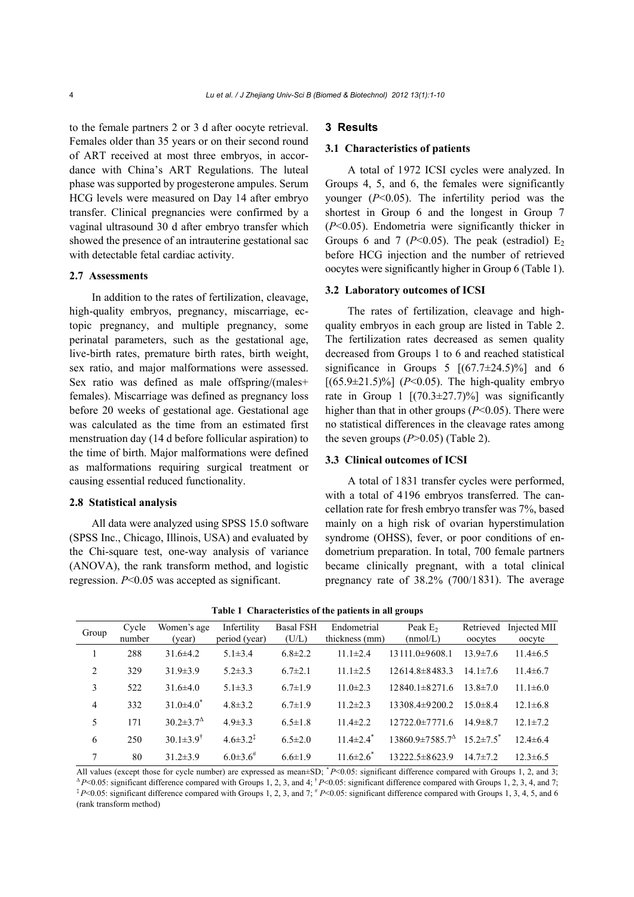to the female partners 2 or 3 d after oocyte retrieval. Females older than 35 years or on their second round of ART received at most three embryos, in accordance with China's ART Regulations. The luteal phase was supported by progesterone ampules. Serum HCG levels were measured on Day 14 after embryo transfer. Clinical pregnancies were confirmed by a vaginal ultrasound 30 d after embryo transfer which showed the presence of an intrauterine gestational sac with detectable fetal cardiac activity.

### 2.7 Assessments

In addition to the rates of fertilization, cleavage, high-quality embryos, pregnancy, miscarriage, ectopic pregnancy, and multiple pregnancy, some perinatal parameters, such as the gestational age, live-birth rates, premature birth rates, birth weight, sex ratio, and major malformations were assessed. Sex ratio was defined as male offspring/(males+females). Miscarriage was defined as pregnancy loss before 20 weeks of gestational age. Gestational age was calculated as the time from an estimated first menstruation day (14 d before follicular aspiration) to the time of birth. Major malformations were defined as malformations requiring surgical treatment or causing essential reduced functionality.

### 2.8 Statistical analysis

All data were analyzed using SPSS 15.0 software (SPSS Inc., Chicago, Illinois, USA) and evaluated by the Chi-square test, one-way analysis of variance (ANOVA), the rank transform method, and logistic regression. $P<0.05$ was accepted as significant.

## 3 Results

### 3.1 Characteristics of patients

A total of 1972 ICSI cycles were analyzed. In Groups 4, 5, and 6, the females were significantly younger ($P<0.05$). The infertility period was the shortest in Group 6 and the longest in Group 7 ($P<0.05$). Endometria were significantly thicker in Groups 6 and 7 ($P<0.05$). The peak (estradiol) $E_2$ before HCG injection and the number of retrieved oocytes were significantly higher in Group 6 (Table 1).

### 3.2 Laboratory outcomes of ICSI

The rates of fertilization, cleavage and high-quality embryos in each group are listed in Table 2. The fertilization rates decreased as semen quality decreased from Groups 1 to 6 and reached statistical significance in Groups 5 [(67.7±24.5)%] and 6 [(65.9±21.5)%] ($P<0.05$). The high-quality embryo rate in Group 1 [(70.3±27.7)%] was significantly higher than that in other groups ($P<0.05$). There were no statistical differences in the cleavage rates among the seven groups ($P>0.05$) (Table 2).

### 3.3 Clinical outcomes of ICSI

A total of 1831 transfer cycles were performed, with a total of 4196 embryos transferred. The cancellation rate for fresh embryo transfer was 7%, based mainly on a high risk of ovarian hyperstimulation syndrome (OHSS), fever, or poor conditions of endometrium preparation. In total, 700 female partners became clinically pregnant, with a total clinical pregnancy rate of 38.2% (700/1831). The average

**Table 1 Characteristics of the patients in all groups**

| Group | Cycle number | Women's age (year) | Infertility period (year) | Basal FSH (U/L) | Endometrial thickness (mm) | Peak $E_2$ (nmol/L) | Retrieved oocytes | Injected MII oocyte |
|---|---|---|---|---|---|---|---|---|
| 1 | 288 | 31.6±4.2 | 5.1±3.4 | 6.8±2.2 | 11.1±2.4 | 13111.0±9608.1 | 13.9±7.6 | 11.4±6.5 |
| 2 | 329 | 31.9±3.9 | 5.2±3.3 | 6.7±2.1 | 11.1±2.5 | 12614.8±8483.3 | 14.1±7.6 | 11.4±6.7 |
| 3 | 522 | 31.6±4.0 | 5.1±3.3 | 6.7±1.9 | 11.0±2.3 | 12840.1±8271.6 | 13.8±7.0 | 11.1±6.0 |
| 4 | 332 | 31.0±4.0$^*$ | 4.8±3.2 | 6.7±1.9 | 11.2±2.3 | 13308.4±9200.2 | 15.0±8.4 | 12.1±6.8 |
| 5 | 171 | 30.2±3.7$^\Delta$ | 4.9±3.3 | 6.5±1.8 | 11.4±2.2 | 12722.0±7771.6 | 14.9±8.7 | 12.1±7.2 |
| 6 | 250 | 30.1±3.9$^\dagger$ | 4.6±3.2$^\ddagger$ | 6.5±2.0 | 11.4±2.4$^*$ | 13860.9±7585.7$^\Delta$ | 15.2±7.5$^*$ | 12.4±6.4 |
| 7 | 80 | 31.2±3.9 | 6.0±3.6$^\#$ | 6.6±1.9 | 11.6±2.6$^*$ | 13222.5±8623.9 | 14.7±7.2 | 12.3±6.5 |

All values (except those for cycle number) are expressed as mean±SD; $^*P<0.05$: significant difference compared with Groups 1, 2, and 3; $^\Delta P<0.05$: significant difference compared with Groups 1, 2, 3, and 4; $^\dagger P<0.05$: significant difference compared with Groups 1, 2, 3, 4, and 7; $^\ddagger P<0.05$: significant difference compared with Groups 1, 2, 3, and 7; $^\# P<0.05$: significant difference compared with Groups 1, 3, 4, 5, and 6 (rank transform method)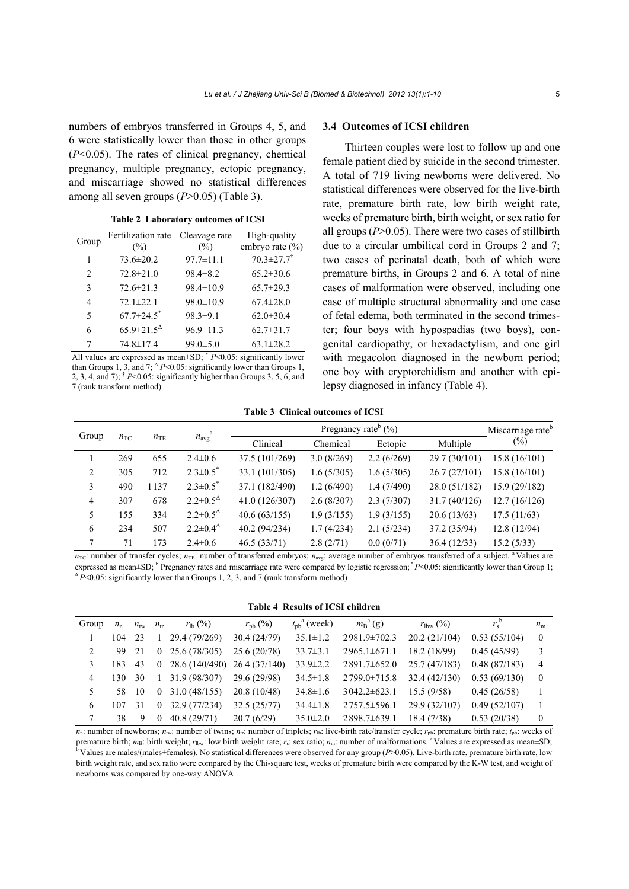numbers of embryos transferred in Groups 4, 5, and 6 were statistically lower than those in other groups ($P$<0.05). The rates of clinical pregnancy, chemical pregnancy, multiple pregnancy, ectopic pregnancy, and miscarriage showed no statistical differences among all seven groups ($P$>0.05) (Table 3).

**Table 2 Laboratory outcomes of ICSI**

| Group | Fertilization rate (%) | Cleavage rate (%) | High-quality embryo rate (%) |
|---|---|---|---|
| 1 | 73.6±20.2 | 97.7±11.1 | 70.3±27.7[†] |
| 2 | 72.8±21.0 | 98.4±8.2 | 65.2±30.6 |
| 3 | 72.6±21.3 | 98.4±10.9 | 65.7±29.3 |
| 4 | 72.1±22.1 | 98.0±10.9 | 67.4±28.0 |
| 5 | 67.7±24.5[*] | 98.3±9.1 | 62.0±30.4 |
| 6 | 65.9±21.5[Δ] | 96.9±11.3 | 62.7±31.7 |
| 7 | 74.8±17.4 | 99.0±5.0 | 63.1±28.2 |

All values are expressed as mean±SD; [*] $P$<0.05: significantly lower than Groups 1, 3, and 7; [Δ] $P$<0.05: significantly lower than Groups 1, 2, 3, 4, and 7); [†] $P$<0.05: significantly higher than Groups 3, 5, 6, and 7 (rank transform method)

### 3.4 Outcomes of ICSI children

Thirteen couples were lost to follow up and one female patient died by suicide in the second trimester. A total of 719 living newborns were delivered. No statistical differences were observed for the live-birth rate, premature birth rate, low birth weight rate, weeks of premature birth, birth weight, or sex ratio for all groups ($P$>0.05). There were two cases of stillbirth due to a circular umbilical cord in Groups 2 and 7; two cases of perinatal death, both of which were premature births, in Groups 2 and 6. A total of nine cases of malformation were observed, including one case of multiple structural abnormality and one case of fetal edema, both terminated in the second trimester; four boys with hypospadias (two boys), congenital cardiopathy, or hexadactylism, and one girl with megacolon diagnosed in the newborn period; one boy with cryptorchidism and another with epilepsy diagnosed in infancy (Table 4).

**Table 3 Clinical outcomes of ICSI**

| Group | $n_{TC}$ | $n_{TE}$ | $n_{avg}$[a] | Pregnancy rate[b] (%) | | | | Miscarriage rate[b] (%) |
|---|---|---|---|---|---|---|---|---|
| | | | | Clinical | Chemical | Ectopic | Multiple | |
| 1 | 269 | 655 | 2.4±0.6 | 37.5 (101/269) | 3.0 (8/269) | 2.2 (6/269) | 29.7 (30/101) | 15.8 (16/101) |
| 2 | 305 | 712 | 2.3±0.5[*] | 33.1 (101/305) | 1.6 (5/305) | 1.6 (5/305) | 26.7 (27/101) | 15.8 (16/101) |
| 3 | 490 | 1137 | 2.3±0.5[*] | 37.1 (182/490) | 1.2 (6/490) | 1.4 (7/490) | 28.0 (51/182) | 15.9 (29/182) |
| 4 | 307 | 678 | 2.2±0.5[Δ] | 41.0 (126/307) | 2.6 (8/307) | 2.3 (7/307) | 31.7 (40/126) | 12.7 (16/126) |
| 5 | 155 | 334 | 2.2±0.5[Δ] | 40.6 (63/155) | 1.9 (3/155) | 1.9 (3/155) | 20.6 (13/63) | 17.5 (11/63) |
| 6 | 234 | 507 | 2.2±0.4[Δ] | 40.2 (94/234) | 1.7 (4/234) | 2.1 (5/234) | 37.2 (35/94) | 12.8 (12/94) |
| 7 | 71 | 173 | 2.4±0.6 | 46.5 (33/71) | 2.8 (2/71) | 0.0 (0/71) | 36.4 (12/33) | 15.2 (5/33) |

$n_{TC}$: number of transfer cycles; $n_{TE}$: number of transferred embryos; $n_{avg}$: average number of embryos transferred of a subject. [a] Values are expressed as mean±SD; [b] Pregnancy rates and miscarriage rate were compared by logistic regression; [*] $P$<0.05: significantly lower than Group 1; [Δ] $P$<0.05: significantly lower than Groups 1, 2, 3, and 7 (rank transform method)

**Table 4 Results of ICSI children**

| Group | $n_n$ | $n_{tw}$ | $n_{tr}$ | $r_{lb}$ (%) | $r_{pb}$ (%) | $t_{pb}$[a] (week) | $m_B$[a] (g) | $r_{lbw}$ (%) | $r_s$[b] | $n_m$ |
|---|---|---|---|---|---|---|---|---|---|---|
| 1 | 104 | 23 | 1 | 29.4 (79/269) | 30.4 (24/79) | 35.1±1.2 | 2981.9±702.3 | 20.2 (21/104) | 0.53 (55/104) | 0 |
| 2 | 99 | 21 | 0 | 25.6 (78/305) | 25.6 (20/78) | 33.7±3.1 | 2965.1±671.1 | 18.2 (18/99) | 0.45 (45/99) | 3 |
| 3 | 183 | 43 | 0 | 28.6 (140/490) | 26.4 (37/140) | 33.9±2.2 | 2891.7±652.0 | 25.7 (47/183) | 0.48 (87/183) | 4 |
| 4 | 130 | 30 | 1 | 31.9 (98/307) | 29.6 (29/98) | 34.5±1.8 | 2799.0±715.8 | 32.4 (42/130) | 0.53 (69/130) | 0 |
| 5 | 58 | 10 | 0 | 31.0 (48/155) | 20.8 (10/48) | 34.8±1.6 | 3042.2±623.1 | 15.5 (9/58) | 0.45 (26/58) | 1 |
| 6 | 107 | 31 | 0 | 32.9 (77/234) | 32.5 (25/77) | 34.4±1.8 | 2757.5±596.1 | 29.9 (32/107) | 0.49 (52/107) | 1 |
| 7 | 38 | 9 | 0 | 40.8 (29/71) | 20.7 (6/29) | 35.0±2.0 | 2898.7±639.1 | 18.4 (7/38) | 0.53 (20/38) | 0 |

$n_n$: number of newborns; $n_{tw}$: number of twins; $n_{tr}$: number of triplets; $r_{lb}$: live-birth rate/transfer cycle; $r_{pb}$: premature birth rate; $t_{pb}$: weeks of premature birth; $m_B$: birth weight; $r_{lbw}$: low birth weight rate; $r_s$: sex ratio; $n_m$: number of malformations. [a] Values are expressed as mean±SD; [b] Values are males/(males+females). No statistical differences were observed for any group ($P$>0.05). Live-birth rate, premature birth rate, low birth weight rate, and sex ratio were compared by the Chi-square test, weeks of premature birth were compared by the K-W test, and weight of newborns was compared by one-way ANOVA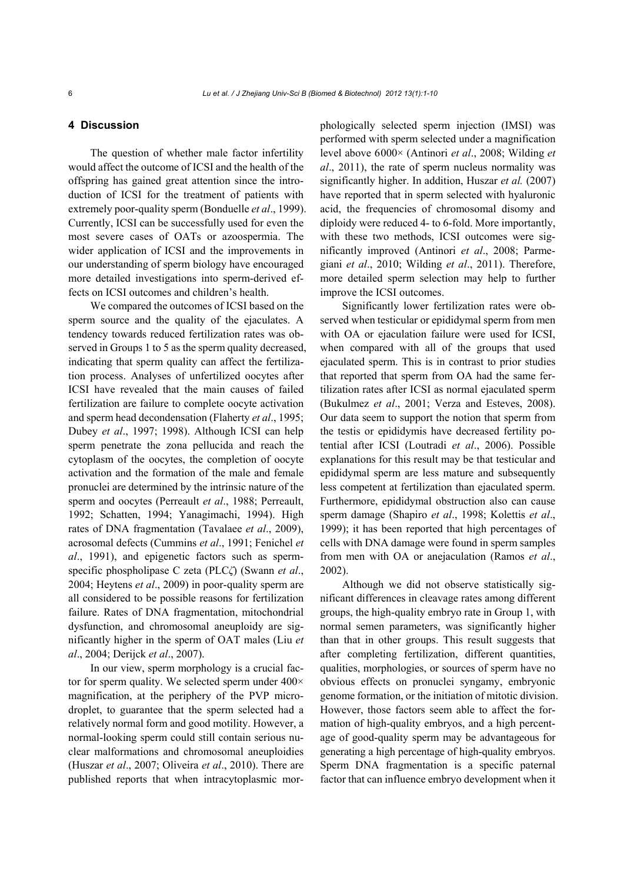## 4 Discussion

The question of whether male factor infertility would affect the outcome of ICSI and the health of the offspring has gained great attention since the introduction of ICSI for the treatment of patients with extremely poor-quality sperm (Bonduelle *et al*., 1999). Currently, ICSI can be successfully used for even the most severe cases of OATs or azoospermia. The wider application of ICSI and the improvements in our understanding of sperm biology have encouraged more detailed investigations into sperm-derived effects on ICSI outcomes and children's health.

We compared the outcomes of ICSI based on the sperm source and the quality of the ejaculates. A tendency towards reduced fertilization rates was observed in Groups 1 to 5 as the sperm quality decreased, indicating that sperm quality can affect the fertilization process. Analyses of unfertilized oocytes after ICSI have revealed that the main causes of failed fertilization are failure to complete oocyte activation and sperm head decondensation (Flaherty *et al*., 1995; Dubey *et al*., 1997; 1998). Although ICSI can help sperm penetrate the zona pellucida and reach the cytoplasm of the oocytes, the completion of oocyte activation and the formation of the male and female pronuclei are determined by the intrinsic nature of the sperm and oocytes (Perreault *et al*., 1988; Perreault, 1992; Schatten, 1994; Yanagimachi, 1994). High rates of DNA fragmentation (Tavalaee *et al*., 2009), acrosomal defects (Cummins *et al*., 1991; Fenichel *et al*., 1991), and epigenetic factors such as sperm-specific phospholipase C zeta (PLC$\zeta$) (Swann *et al*., 2004; Heytens *et al*., 2009) in poor-quality sperm are all considered to be possible reasons for fertilization failure. Rates of DNA fragmentation, mitochondrial dysfunction, and chromosomal aneuploidy are significantly higher in the sperm of OAT males (Liu *et al*., 2004; Derijck *et al*., 2007).

In our view, sperm morphology is a crucial factor for sperm quality. We selected sperm under 400× magnification, at the periphery of the PVP microdroplet, to guarantee that the sperm selected had a relatively normal form and good motility. However, a normal-looking sperm could still contain serious nuclear malformations and chromosomal aneuploidies (Huszar *et al*., 2007; Oliveira *et al*., 2010). There are published reports that when intracytoplasmic morphologically selected sperm injection (IMSI) was performed with sperm selected under a magnification level above 6000× (Antinori *et al*., 2008; Wilding *et al*., 2011), the rate of sperm nucleus normality was significantly higher. In addition, Huszar *et al.* (2007) have reported that in sperm selected with hyaluronic acid, the frequencies of chromosomal disomy and diploidy were reduced 4- to 6-fold. More importantly, with these two methods, ICSI outcomes were significantly improved (Antinori *et al*., 2008; Parmegiani *et al*., 2010; Wilding *et al*., 2011). Therefore, more detailed sperm selection may help to further improve the ICSI outcomes.

Significantly lower fertilization rates were observed when testicular or epididymal sperm from men with OA or ejaculation failure were used for ICSI, when compared with all of the groups that used ejaculated sperm. This is in contrast to prior studies that reported that sperm from OA had the same fertilization rates after ICSI as normal ejaculated sperm (Bukulmez *et al*., 2001; Verza and Esteves, 2008). Our data seem to support the notion that sperm from the testis or epididymis have decreased fertility potential after ICSI (Loutradi *et al*., 2006). Possible explanations for this result may be that testicular and epididymal sperm are less mature and subsequently less competent at fertilization than ejaculated sperm. Furthermore, epididymal obstruction also can cause sperm damage (Shapiro *et al*., 1998; Kolettis *et al*., 1999); it has been reported that high percentages of cells with DNA damage were found in sperm samples from men with OA or anejaculation (Ramos *et al*., 2002).

Although we did not observe statistically significant differences in cleavage rates among different groups, the high-quality embryo rate in Group 1, with normal semen parameters, was significantly higher than that in other groups. This result suggests that after completing fertilization, different quantities, qualities, morphologies, or sources of sperm have no obvious effects on pronuclei syngamy, embryonic genome formation, or the initiation of mitotic division. However, those factors seem able to affect the formation of high-quality embryos, and a high percentage of good-quality sperm may be advantageous for generating a high percentage of high-quality embryos. Sperm DNA fragmentation is a specific paternal factor that can influence embryo development when it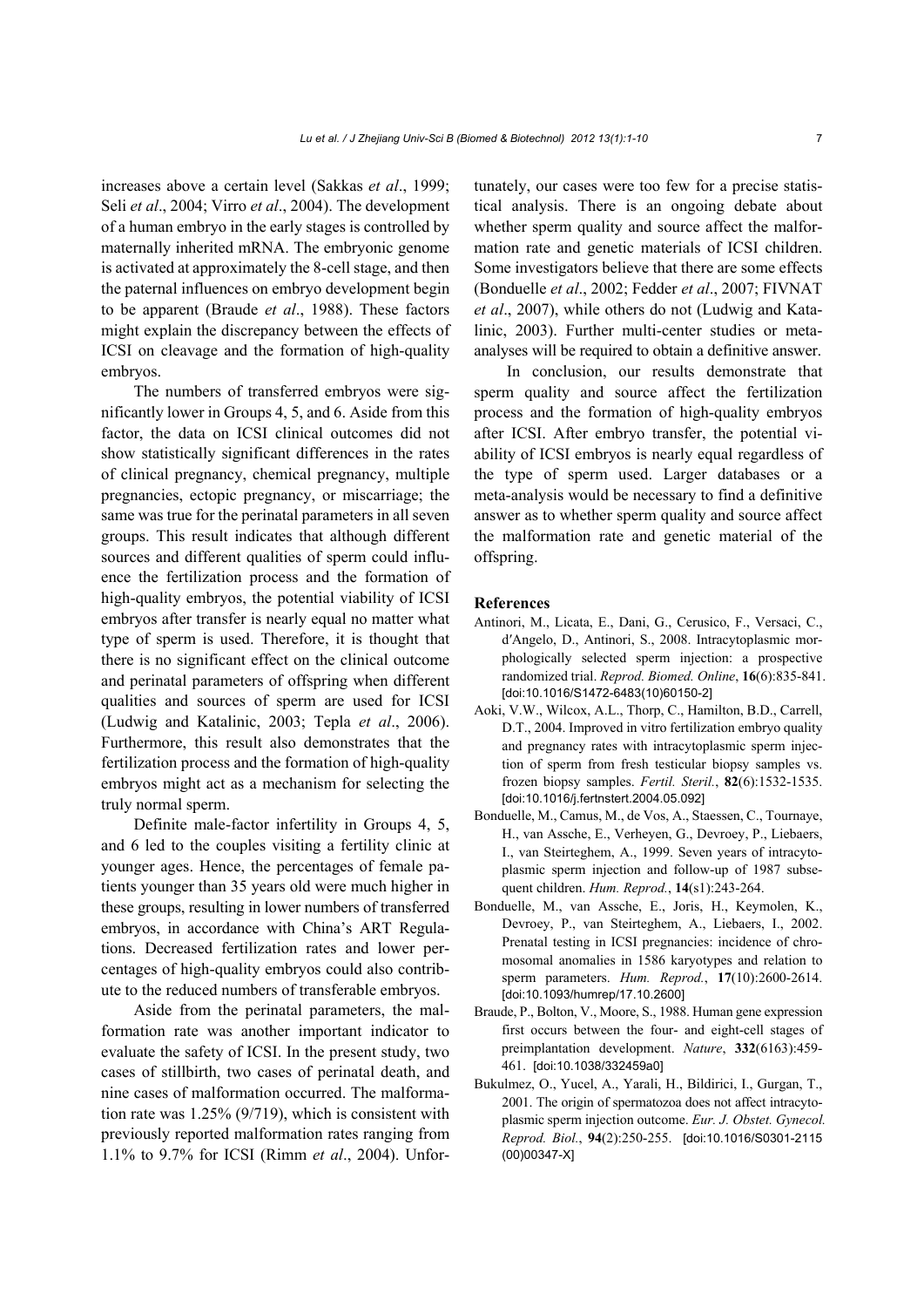increases above a certain level (Sakkas *et al*., 1999; Seli *et al*., 2004; Virro *et al*., 2004). The development of a human embryo in the early stages is controlled by maternally inherited mRNA. The embryonic genome is activated at approximately the 8-cell stage, and then the paternal influences on embryo development begin to be apparent (Braude *et al*., 1988). These factors might explain the discrepancy between the effects of ICSI on cleavage and the formation of high-quality embryos.

The numbers of transferred embryos were significantly lower in Groups 4, 5, and 6. Aside from this factor, the data on ICSI clinical outcomes did not show statistically significant differences in the rates of clinical pregnancy, chemical pregnancy, multiple pregnancies, ectopic pregnancy, or miscarriage; the same was true for the perinatal parameters in all seven groups. This result indicates that although different sources and different qualities of sperm could influence the fertilization process and the formation of high-quality embryos, the potential viability of ICSI embryos after transfer is nearly equal no matter what type of sperm is used. Therefore, it is thought that there is no significant effect on the clinical outcome and perinatal parameters of offspring when different qualities and sources of sperm are used for ICSI (Ludwig and Katalinic, 2003; Tepla *et al*., 2006). Furthermore, this result also demonstrates that the fertilization process and the formation of high-quality embryos might act as a mechanism for selecting the truly normal sperm.

Definite male-factor infertility in Groups 4, 5, and 6 led to the couples visiting a fertility clinic at younger ages. Hence, the percentages of female patients younger than 35 years old were much higher in these groups, resulting in lower numbers of transferred embryos, in accordance with China's ART Regulations. Decreased fertilization rates and lower percentages of high-quality embryos could also contribute to the reduced numbers of transferable embryos.

Aside from the perinatal parameters, the malformation rate was another important indicator to evaluate the safety of ICSI. In the present study, two cases of stillbirth, two cases of perinatal death, and nine cases of malformation occurred. The malformation rate was 1.25% (9/719), which is consistent with previously reported malformation rates ranging from 1.1% to 9.7% for ICSI (Rimm *et al*., 2004). Unfortunately, our cases were too few for a precise statistical analysis. There is an ongoing debate about whether sperm quality and source affect the malformation rate and genetic materials of ICSI children. Some investigators believe that there are some effects (Bonduelle *et al*., 2002; Fedder *et al*., 2007; FIVNAT *et al*., 2007), while others do not (Ludwig and Katalinic, 2003). Further multi-center studies or meta-analyses will be required to obtain a definitive answer.

In conclusion, our results demonstrate that sperm quality and source affect the fertilization process and the formation of high-quality embryos after ICSI. After embryo transfer, the potential viability of ICSI embryos is nearly equal regardless of the type of sperm used. Larger databases or a meta-analysis would be necessary to find a definitive answer as to whether sperm quality and source affect the malformation rate and genetic material of the offspring.

## References

Antinori, M., Licata, E., Dani, G., Cerusico, F., Versaci, C., d'Angelo, D., Antinori, S., 2008. Intracytoplasmic morphologically selected sperm injection: a prospective randomized trial. *Reprod. Biomed. Online*, **16**(6):835-841. [doi:10.1016/S1472-6483(10)60150-2]

Aoki, V.W., Wilcox, A.L., Thorp, C., Hamilton, B.D., Carrell, D.T., 2004. Improved in vitro fertilization embryo quality and pregnancy rates with intracytoplasmic sperm injection of sperm from fresh testicular biopsy samples vs. frozen biopsy samples. *Fertil. Steril.*, **82**(6):1532-1535. [doi:10.1016/j.fertnstert.2004.05.092]

Bonduelle, M., Camus, M., de Vos, A., Staessen, C., Tournaye, H., van Assche, E., Verheyen, G., Devroey, P., Liebaers, I., van Steirteghem, A., 1999. Seven years of intracytoplasmic sperm injection and follow-up of 1987 subsequent children. *Hum. Reprod.*, **14**(s1):243-264.

Bonduelle, M., van Assche, E., Joris, H., Keymolen, K., Devroey, P., van Steirteghem, A., Liebaers, I., 2002. Prenatal testing in ICSI pregnancies: incidence of chromosomal anomalies in 1586 karyotypes and relation to sperm parameters. *Hum. Reprod.*, **17**(10):2600-2614. [doi:10.1093/humrep/17.10.2600]

Braude, P., Bolton, V., Moore, S., 1988. Human gene expression first occurs between the four- and eight-cell stages of preimplantation development. *Nature*, **332**(6163):459-461. [doi:10.1038/332459a0]

Bukulmez, O., Yucel, A., Yarali, H., Bildirici, I., Gurgan, T., 2001. The origin of spermatozoa does not affect intracytoplasmic sperm injection outcome. *Eur. J. Obstet. Gynecol. Reprod. Biol.*, **94**(2):250-255. [doi:10.1016/S0301-2115(00)00347-X]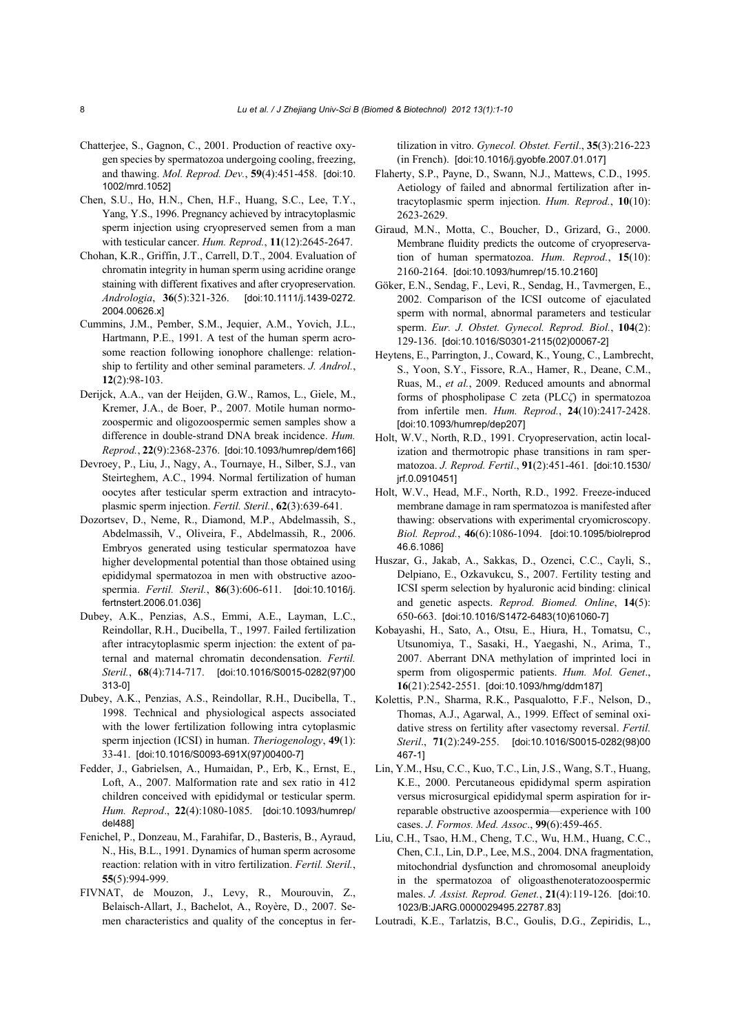Chatterjee, S., Gagnon, C., 2001. Production of reactive oxygen species by spermatozoa undergoing cooling, freezing, and thawing. *Mol. Reprod. Dev.*, **59**(4):451-458. [doi:10.1002/mrd.1052]

Chen, S.U., Ho, H.N., Chen, H.F., Huang, S.C., Lee, T.Y., Yang, Y.S., 1996. Pregnancy achieved by intracytoplasmic sperm injection using cryopreserved semen from a man with testicular cancer. *Hum. Reprod.*, **11**(12):2645-2647.

Chohan, K.R., Griffin, J.T., Carrell, D.T., 2004. Evaluation of chromatin integrity in human sperm using acridine orange staining with different fixatives and after cryopreservation. *Andrologia*, **36**(5):321-326. [doi:10.1111/j.1439-0272.2004.00626.x]

Cummins, J.M., Pember, S.M., Jequier, A.M., Yovich, J.L., Hartmann, P.E., 1991. A test of the human sperm acrosome reaction following ionophore challenge: relationship to fertility and other seminal parameters. *J. Androl.*, **12**(2):98-103.

Derijck, A.A., van der Heijden, G.W., Ramos, L., Giele, M., Kremer, J.A., de Boer, P., 2007. Motile human normozoospermic and oligozoospermic semen samples show a difference in double-strand DNA break incidence. *Hum. Reprod.*, **22**(9):2368-2376. [doi:10.1093/humrep/dem166]

Devroey, P., Liu, J., Nagy, A., Tournaye, H., Silber, S.J., van Steirteghem, A.C., 1994. Normal fertilization of human oocytes after testicular sperm extraction and intracytoplasmic sperm injection. *Fertil. Steril.*, **62**(3):639-641.

Dozortsev, D., Neme, R., Diamond, M.P., Abdelmassih, S., Abdelmassih, V., Oliveira, F., Abdelmassih, R., 2006. Embryos generated using testicular spermatozoa have higher developmental potential than those obtained using epididymal spermatozoa in men with obstructive azoospermia. *Fertil. Steril.*, **86**(3):606-611. [doi:10.1016/j.fertnstert.2006.01.036]

Dubey, A.K., Penzias, A.S., Emmi, A.E., Layman, L.C., Reindollar, R.H., Ducibella, T., 1997. Failed fertilization after intracytoplasmic sperm injection: the extent of paternal and maternal chromatin decondensation. *Fertil. Steril.*, **68**(4):714-717. [doi:10.1016/S0015-0282(97)00313-0]

Dubey, A.K., Penzias, A.S., Reindollar, R.H., Ducibella, T., 1998. Technical and physiological aspects associated with the lower fertilization following intra cytoplasmic sperm injection (ICSI) in human. *Theriogenology*, **49**(1):33-41. [doi:10.1016/S0093-691X(97)00400-7]

Fedder, J., Gabrielsen, A., Humaidan, P., Erb, K., Ernst, E., Loft, A., 2007. Malformation rate and sex ratio in 412 children conceived with epididymal or testicular sperm. *Hum. Reprod*., **22**(4):1080-1085. [doi:10.1093/humrep/del488]

Fenichel, P., Donzeau, M., Farahifar, D., Basteris, B., Ayraud, N., His, B.L., 1991. Dynamics of human sperm acrosome reaction: relation with in vitro fertilization. *Fertil. Steril.*, **55**(5):994-999.

FIVNAT, de Mouzon, J., Levy, R., Mourouvin, Z., Belaisch-Allart, J., Bachelot, A., Royère, D., 2007. Semen characteristics and quality of the conceptus in fertilization in vitro. *Gynecol. Obstet. Fertil*., **35**(3):216-223 (in French). [doi:10.1016/j.gyobfe.2007.01.017]

Flaherty, S.P., Payne, D., Swann, N.J., Mattews, C.D., 1995. Aetiology of failed and abnormal fertilization after intracytoplasmic sperm injection. *Hum. Reprod.*, **10**(10):2623-2629.

Giraud, M.N., Motta, C., Boucher, D., Grizard, G., 2000. Membrane fluidity predicts the outcome of cryopreservation of human spermatozoa. *Hum. Reprod.*, **15**(10):2160-2164. [doi:10.1093/humrep/15.10.2160]

Göker, E.N., Sendag, F., Levi, R., Sendag, H., Tavmergen, E., 2002. Comparison of the ICSI outcome of ejaculated sperm with normal, abnormal parameters and testicular sperm. *Eur. J. Obstet. Gynecol. Reprod. Biol.*, **104**(2):129-136. [doi:10.1016/S0301-2115(02)00067-2]

Heytens, E., Parrington, J., Coward, K., Young, C., Lambrecht, S., Yoon, S.Y., Fissore, R.A., Hamer, R., Deane, C.M., Ruas, M., *et al.*, 2009. Reduced amounts and abnormal forms of phospholipase C zeta (PLC$\zeta$) in spermatozoa from infertile men. *Hum. Reprod.*, **24**(10):2417-2428. [doi:10.1093/humrep/dep207]

Holt, W.V., North, R.D., 1991. Cryopreservation, actin localization and thermotropic phase transitions in ram spermatozoa. *J. Reprod. Fertil*., **91**(2):451-461. [doi:10.1530/jrf.0.0910451]

Holt, W.V., Head, M.F., North, R.D., 1992. Freeze-induced membrane damage in ram spermatozoa is manifested after thawing: observations with experimental cryomicroscopy. *Biol. Reprod.*, **46**(6):1086-1094. [doi:10.1095/biolreprod46.6.1086]

Huszar, G., Jakab, A., Sakkas, D., Ozenci, C.C., Cayli, S., Delpiano, E., Ozkavukcu, S., 2007. Fertility testing and ICSI sperm selection by hyaluronic acid binding: clinical and genetic aspects. *Reprod. Biomed. Online*, **14**(5):650-663. [doi:10.1016/S1472-6483(10)61060-7]

Kobayashi, H., Sato, A., Otsu, E., Hiura, H., Tomatsu, C., Utsunomiya, T., Sasaki, H., Yaegashi, N., Arima, T., 2007. Aberrant DNA methylation of imprinted loci in sperm from oligospermic patients. *Hum. Mol. Genet*., **16**(21):2542-2551. [doi:10.1093/hmg/ddm187]

Kolettis, P.N., Sharma, R.K., Pasqualotto, F.F., Nelson, D., Thomas, A.J., Agarwal, A., 1999. Effect of seminal oxidative stress on fertility after vasectomy reversal. *Fertil. Steril*., **71**(2):249-255. [doi:10.1016/S0015-0282(98)00467-1]

Lin, Y.M., Hsu, C.C., Kuo, T.C., Lin, J.S., Wang, S.T., Huang, K.E., 2000. Percutaneous epididymal sperm aspiration versus microsurgical epididymal sperm aspiration for irreparable obstructive azoospermia—experience with 100 cases. *J. Formos. Med. Assoc*., **99**(6):459-465.

Liu, C.H., Tsao, H.M., Cheng, T.C., Wu, H.M., Huang, C.C., Chen, C.I., Lin, D.P., Lee, M.S., 2004. DNA fragmentation, mitochondrial dysfunction and chromosomal aneuploidy in the spermatozoa of oligoasthenoteratozoospermic males. *J. Assist. Reprod. Genet.*, **21**(4):119-126. [doi:10.1023/B:JARG.0000029495.22787.83]

Loutradi, K.E., Tarlatzis, B.C., Goulis, D.G., Zepiridis, L.,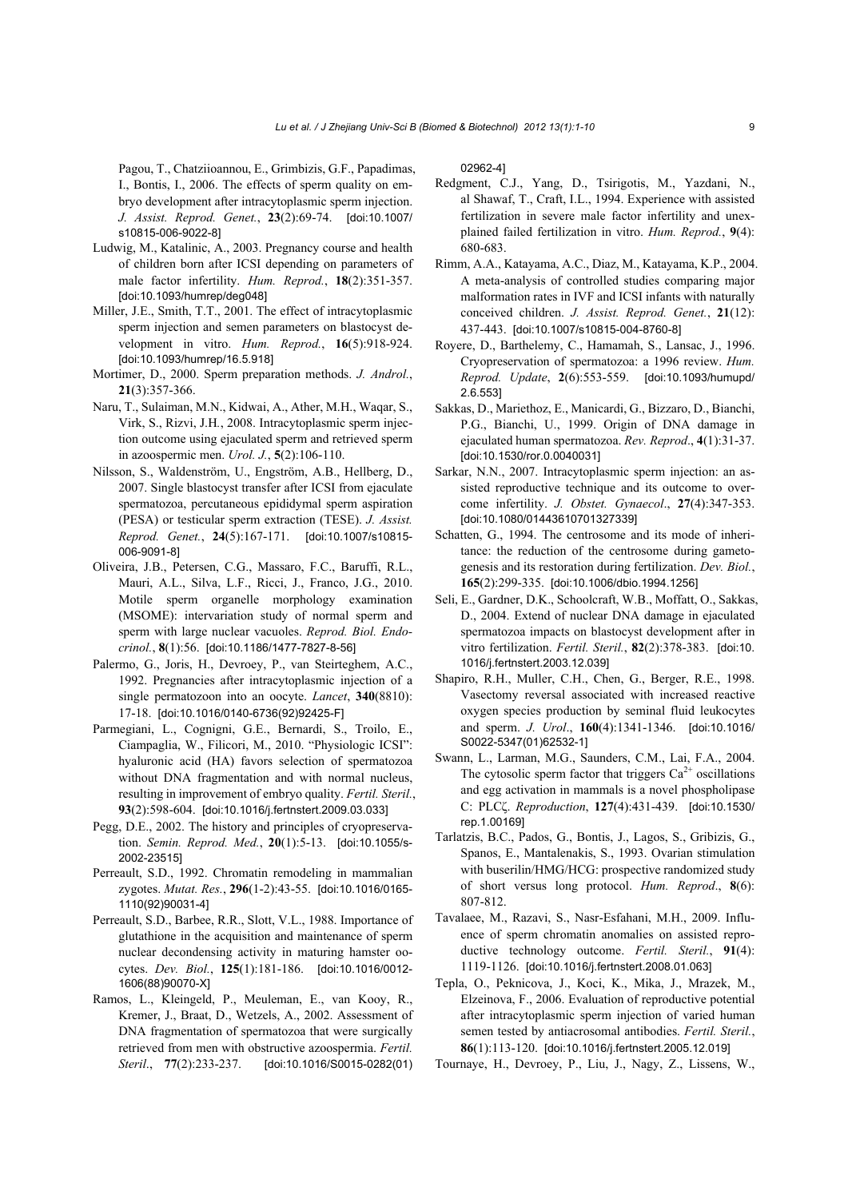Pagou, T., Chatziioannou, E., Grimbizis, G.F., Papadimas, I., Bontis, I., 2006. The effects of sperm quality on embryo development after intracytoplasmic sperm injection. *J. Assist. Reprod. Genet.*, **23**(2):69-74. [doi:10.1007/s10815-006-9022-8]

Ludwig, M., Katalinic, A., 2003. Pregnancy course and health of children born after ICSI depending on parameters of male factor infertility. *Hum. Reprod.*, **18**(2):351-357. [doi:10.1093/humrep/deg048]

Miller, J.E., Smith, T.T., 2001. The effect of intracytoplasmic sperm injection and semen parameters on blastocyst development in vitro. *Hum. Reprod.*, **16**(5):918-924. [doi:10.1093/humrep/16.5.918]

Mortimer, D., 2000. Sperm preparation methods. *J. Androl.*, **21**(3):357-366.

Naru, T., Sulaiman, M.N., Kidwai, A., Ather, M.H., Waqar, S., Virk, S., Rizvi, J.H., 2008. Intracytoplasmic sperm injection outcome using ejaculated sperm and retrieved sperm in azoospermic men. *Urol. J.*, **5**(2):106-110.

Nilsson, S., Waldenström, U., Engström, A.B., Hellberg, D., 2007. Single blastocyst transfer after ICSI from ejaculate spermatozoa, percutaneous epididymal sperm aspiration (PESA) or testicular sperm extraction (TESE). *J. Assist. Reprod. Genet.*, **24**(5):167-171. [doi:10.1007/s10815-006-9091-8]

Oliveira, J.B., Petersen, C.G., Massaro, F.C., Baruffi, R.L., Mauri, A.L., Silva, L.F., Ricci, J., Franco, J.G., 2010. Motile sperm organelle morphology examination (MSOME): intervariation study of normal sperm and sperm with large nuclear vacuoles. *Reprod. Biol. Endocrinol.*, **8**(1):56. [doi:10.1186/1477-7827-8-56]

Palermo, G., Joris, H., Devroey, P., van Steirteghem, A.C., 1992. Pregnancies after intracytoplasmic injection of a single permatozoon into an oocyte. *Lancet*, **340**(8810): 17-18. [doi:10.1016/0140-6736(92)92425-F]

Parmegiani, L., Cognigni, G.E., Bernardi, S., Troilo, E., Ciampaglia, W., Filicori, M., 2010. "Physiologic ICSI": hyaluronic acid (HA) favors selection of spermatozoa without DNA fragmentation and with normal nucleus, resulting in improvement of embryo quality. *Fertil. Steril.*, **93**(2):598-604. [doi:10.1016/j.fertnstert.2009.03.033]

Pegg, D.E., 2002. The history and principles of cryopreservation. *Semin. Reprod. Med.*, **20**(1):5-13. [doi:10.1055/s-2002-23515]

Perreault, S.D., 1992. Chromatin remodeling in mammalian zygotes. *Mutat. Res.*, **296**(1-2):43-55. [doi:10.1016/0165-1110(92)90031-4]

Perreault, S.D., Barbee, R.R., Slott, V.L., 1988. Importance of glutathione in the acquisition and maintenance of sperm nuclear decondensing activity in maturing hamster oocytes. *Dev. Biol.*, **125**(1):181-186. [doi:10.1016/0012-1606(88)90070-X]

Ramos, L., Kleingeld, P., Meuleman, E., van Kooy, R., Kremer, J., Braat, D., Wetzels, A., 2002. Assessment of DNA fragmentation of spermatozoa that were surgically retrieved from men with obstructive azoospermia. *Fertil. Steril.*, **77**(2):233-237. [doi:10.1016/S0015-0282(01)02962-4]

Redgment, C.J., Yang, D., Tsirigotis, M., Yazdani, N., al Shawaf, T., Craft, I.L., 1994. Experience with assisted fertilization in severe male factor infertility and unexplained failed fertilization in vitro. *Hum. Reprod.*, **9**(4): 680-683.

Rimm, A.A., Katayama, A.C., Diaz, M., Katayama, K.P., 2004. A meta-analysis of controlled studies comparing major malformation rates in IVF and ICSI infants with naturally conceived children. *J. Assist. Reprod. Genet.*, **21**(12): 437-443. [doi:10.1007/s10815-004-8760-8]

Royere, D., Barthelemy, C., Hamamah, S., Lansac, J., 1996. Cryopreservation of spermatozoa: a 1996 review. *Hum. Reprod. Update*, **2**(6):553-559. [doi:10.1093/humupd/2.6.553]

Sakkas, D., Mariethoz, E., Manicardi, G., Bizzaro, D., Bianchi, P.G., Bianchi, U., 1999. Origin of DNA damage in ejaculated human spermatozoa. *Rev. Reprod*., **4**(1):31-37. [doi:10.1530/ror.0.0040031]

Sarkar, N.N., 2007. Intracytoplasmic sperm injection: an assisted reproductive technique and its outcome to overcome infertility. *J. Obstet. Gynaecol*., **27**(4):347-353. [doi:10.1080/01443610701327339]

Schatten, G., 1994. The centrosome and its mode of inheritance: the reduction of the centrosome during gametogenesis and its restoration during fertilization. *Dev. Biol.*, **165**(2):299-335. [doi:10.1006/dbio.1994.1256]

Seli, E., Gardner, D.K., Schoolcraft, W.B., Moffatt, O., Sakkas, D., 2004. Extend of nuclear DNA damage in ejaculated spermatozoa impacts on blastocyst development after in vitro fertilization. *Fertil. Steril.*, **82**(2):378-383. [doi:10.1016/j.fertnstert.2003.12.039]

Shapiro, R.H., Muller, C.H., Chen, G., Berger, R.E., 1998. Vasectomy reversal associated with increased reactive oxygen species production by seminal fluid leukocytes and sperm. *J. Urol*., **160**(4):1341-1346. [doi:10.1016/S0022-5347(01)62532-1]

Swann, L., Larman, M.G., Saunders, C.M., Lai, F.A., 2004. The cytosolic sperm factor that triggers $Ca^{2+}$ oscillations and egg activation in mammals is a novel phospholipase C: PLCζ. *Reproduction*, **127**(4):431-439. [doi:10.1530/rep.1.00169]

Tarlatzis, B.C., Pados, G., Bontis, J., Lagos, S., Gribizis, G., Spanos, E., Mantalenakis, S., 1993. Ovarian stimulation with buserilin/HMG/HCG: prospective randomized study of short versus long protocol. *Hum. Reprod*., **8**(6): 807-812.

Tavalaee, M., Razavi, S., Nasr-Esfahani, M.H., 2009. Influence of sperm chromatin anomalies on assisted reproductive technology outcome. *Fertil. Steril.*, **91**(4): 1119-1126. [doi:10.1016/j.fertnstert.2008.01.063]

Tepla, O., Peknicova, J., Koci, K., Mika, J., Mrazek, M., Elzeinova, F., 2006. Evaluation of reproductive potential after intracytoplasmic sperm injection of varied human semen tested by antiacrosomal antibodies. *Fertil. Steril.*, **86**(1):113-120. [doi:10.1016/j.fertnstert.2005.12.019]

Tournaye, H., Devroey, P., Liu, J., Nagy, Z., Lissens, W.,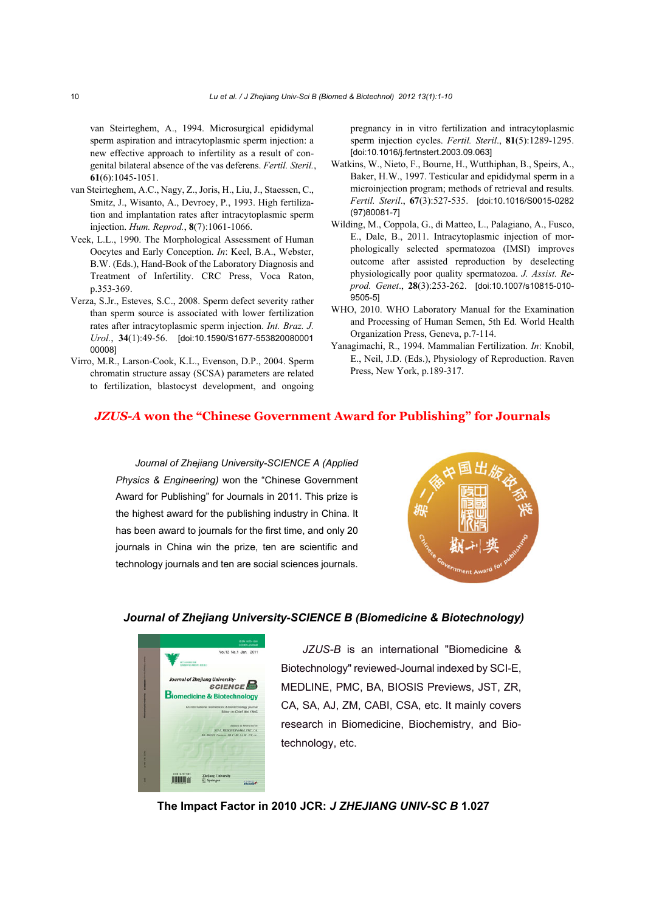van Steirteghem, A., 1994. Microsurgical epididymal sperm aspiration and intracytoplasmic sperm injection: a new effective approach to infertility as a result of congenital bilateral absence of the vas deferens. *Fertil. Steril.*, **61**(6):1045-1051.

van Steirteghem, A.C., Nagy, Z., Joris, H., Liu, J., Staessen, C., Smitz, J., Wisanto, A., Devroey, P., 1993. High fertilization and implantation rates after intracytoplasmic sperm injection. *Hum. Reprod.*, **8**(7):1061-1066.

Veek, L.L., 1990. The Morphological Assessment of Human Oocytes and Early Conception. *In*: Keel, B.A., Webster, B.W. (Eds.), Hand-Book of the Laboratory Diagnosis and Treatment of Infertility. CRC Press, Voca Raton, p.353-369.

Verza, S.Jr., Esteves, S.C., 2008. Sperm defect severity rather than sperm source is associated with lower fertilization rates after intracytoplasmic sperm injection. *Int. Braz. J. Urol.*, **34**(1):49-56. [doi:10.1590/S1677-55382008000100008]

Virro, M.R., Larson-Cook, K.L., Evenson, D.P., 2004. Sperm chromatin structure assay (SCSA) parameters are related to fertilization, blastocyst development, and ongoing pregnancy in in vitro fertilization and intracytoplasmic sperm injection cycles. *Fertil. Steril.*, **81**(5):1289-1295. [doi:10.1016/j.fertnstert.2003.09.063]

Watkins, W., Nieto, F., Bourne, H., Wutthiphan, B., Speirs, A., Baker, H.W., 1997. Testicular and epididymal sperm in a microinjection program; methods of retrieval and results. *Fertil. Steril.*, **67**(3):527-535. [doi:10.1016/S0015-0282(97)80081-7]

Wilding, M., Coppola, G., di Matteo, L., Palagiano, A., Fusco, E., Dale, B., 2011. Intracytoplasmic injection of morphologically selected spermatozoa (IMSI) improves outcome after assisted reproduction by deselecting physiologically poor quality spermatozoa. *J. Assist. Reprod. Genet.*, **28**(3):253-262. [doi:10.1007/s10815-010-9505-5]

WHO, 2010. WHO Laboratory Manual for the Examination and Processing of Human Semen, 5th Ed. World Health Organization Press, Geneva, p.7-114.

Yanagimachi, R., 1994. Mammalian Fertilization. *In*: Knobil, E., Neil, J.D. (Eds.), Physiology of Reproduction. Raven Press, New York, p.189-317.

## *JZUS-A* won the "Chinese Government Award for Publishing" for Journals

*Journal of Zhejiang University-SCIENCE A (Applied Physics & Engineering)* won the "Chinese Government Award for Publishing" for Journals in 2011. This prize is the highest award for the publishing industry in China. It has been award to journals for the first time, and only 20 journals in China win the prize, ten are scientific and technology journals and ten are social sciences journals.

### *Journal of Zhejiang University-SCIENCE B (Biomedicine & Biotechnology)*

*JZUS-B* is an international "Biomedicine & Biotechnology" reviewed-Journal indexed by SCI-E, MEDLINE, PMC, BA, BIOSIS Previews, JST, ZR, CA, SA, AJ, ZM, CABI, CSA, etc. It mainly covers research in Biomedicine, Biochemistry, and Biotechnology, etc.

**The Impact Factor in 2010 JCR: *J ZHEJIANG UNIV-SC B* 1.027**